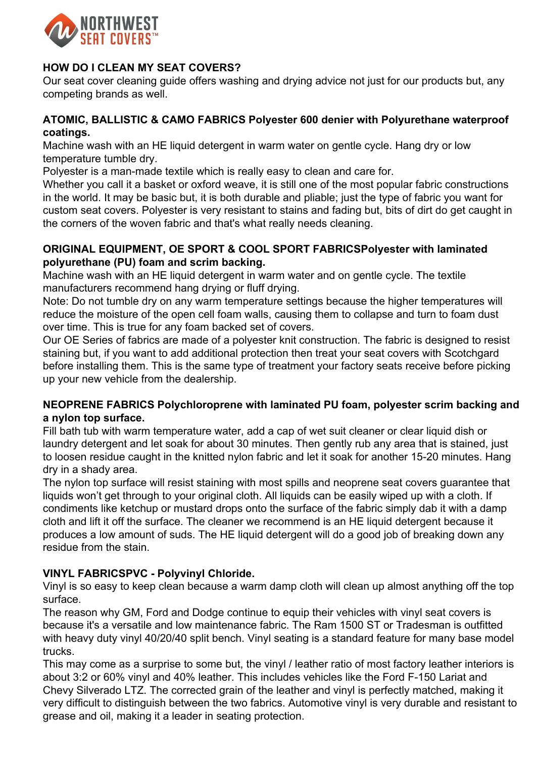NORTHWEST SEAT COVERS™

## HOW DO I CLEAN MY SEAT COVERS?

Our seat cover cleaning guide offers washing and drying advice not just for our products but, any competing brands as well.

### ATOMIC, BALLISTIC & CAMO FABRICS Polyester 600 denier with Polyurethane waterproof coatings.

Machine wash with an HE liquid detergent in warm water on gentle cycle. Hang dry or low temperature tumble dry.

Polyester is a man-made textile which is really easy to clean and care for.

Whether you call it a basket or oxford weave, it is still one of the most popular fabric constructions in the world. It may be basic but, it is both durable and pliable; just the type of fabric you want for custom seat covers. Polyester is very resistant to stains and fading but, bits of dirt do get caught in the corners of the woven fabric and that's what really needs cleaning.

### ORIGINAL EQUIPMENT, OE SPORT & COOL SPORT FABRICSPolyester with laminated polyurethane (PU) foam and scrim backing.

Machine wash with an HE liquid detergent in warm water and on gentle cycle. The textile manufacturers recommend hang drying or fluff drying.

Note: Do not tumble dry on any warm temperature settings because the higher temperatures will reduce the moisture of the open cell foam walls, causing them to collapse and turn to foam dust over time. This is true for any foam backed set of covers.

Our OE Series of fabrics are made of a polyester knit construction. The fabric is designed to resist staining but, if you want to add additional protection then treat your seat covers with Scotchgard before installing them. This is the same type of treatment your factory seats receive before picking up your new vehicle from the dealership.

### NEOPRENE FABRICS Polychloroprene with laminated PU foam, polyester scrim backing and a nylon top surface.

Fill bath tub with warm temperature water, add a cap of wet suit cleaner or clear liquid dish or laundry detergent and let soak for about 30 minutes. Then gently rub any area that is stained, just to loosen residue caught in the knitted nylon fabric and let it soak for another 15-20 minutes. Hang dry in a shady area.

The nylon top surface will resist staining with most spills and neoprene seat covers guarantee that liquids won't get through to your original cloth. All liquids can be easily wiped up with a cloth. If condiments like ketchup or mustard drops onto the surface of the fabric simply dab it with a damp cloth and lift it off the surface. The cleaner we recommend is an HE liquid detergent because it produces a low amount of suds. The HE liquid detergent will do a good job of breaking down any residue from the stain.

### VINYL FABRICSPVC - Polyvinyl Chloride.

Vinyl is so easy to keep clean because a warm damp cloth will clean up almost anything off the top surface.

The reason why GM, Ford and Dodge continue to equip their vehicles with vinyl seat covers is because it's a versatile and low maintenance fabric. The Ram 1500 ST or Tradesman is outfitted with heavy duty vinyl 40/20/40 split bench. Vinyl seating is a standard feature for many base model trucks.

This may come as a surprise to some but, the vinyl / leather ratio of most factory leather interiors is about 3:2 or 60% vinyl and 40% leather. This includes vehicles like the Ford F-150 Lariat and Chevy Silverado LTZ. The corrected grain of the leather and vinyl is perfectly matched, making it very difficult to distinguish between the two fabrics. Automotive vinyl is very durable and resistant to grease and oil, making it a leader in seating protection.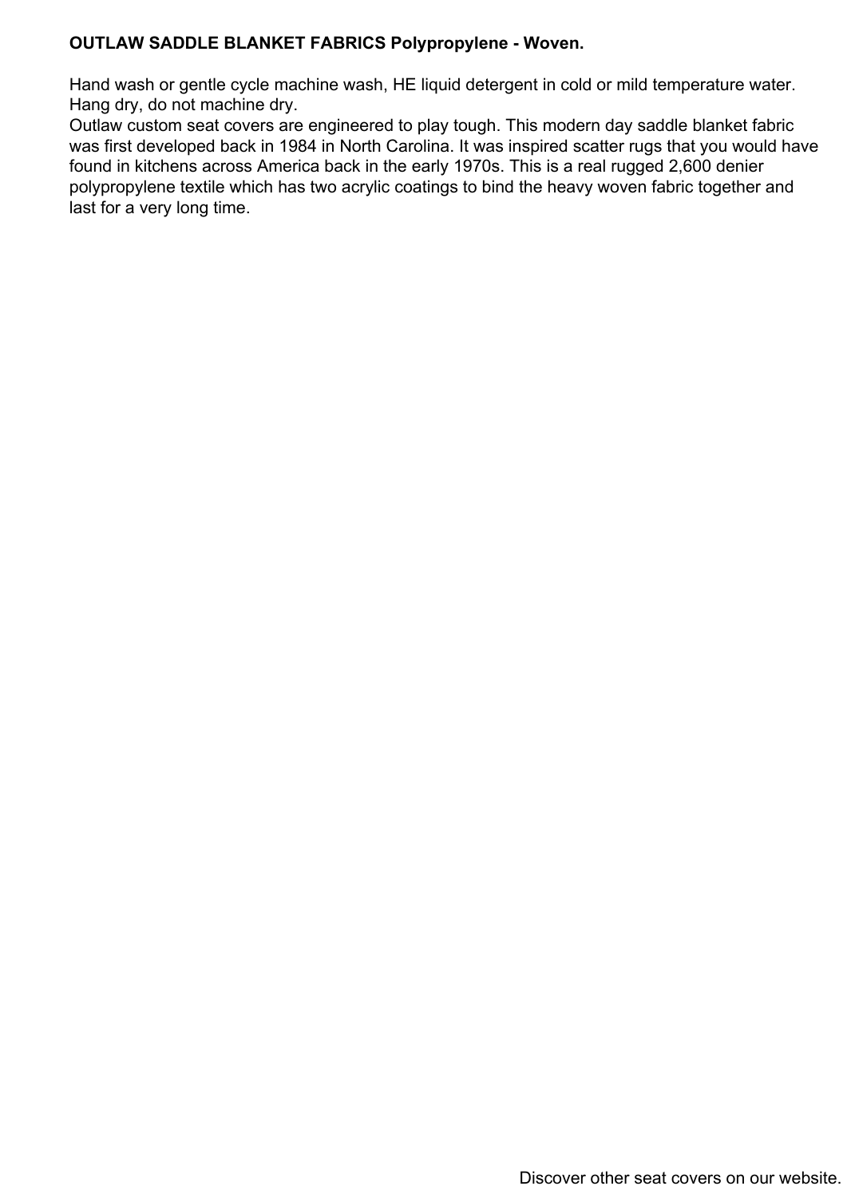**OUTLAW SADDLE BLANKET FABRICS Polypropylene - Woven.**

Hand wash or gentle cycle machine wash, HE liquid detergent in cold or mild temperature water. Hang dry, do not machine dry.
Outlaw custom seat covers are engineered to play tough. This modern day saddle blanket fabric was first developed back in 1984 in North Carolina. It was inspired scatter rugs that you would have found in kitchens across America back in the early 1970s. This is a real rugged 2,600 denier polypropylene textile which has two acrylic coatings to bind the heavy woven fabric together and last for a very long time.

Discover other seat covers on our website.